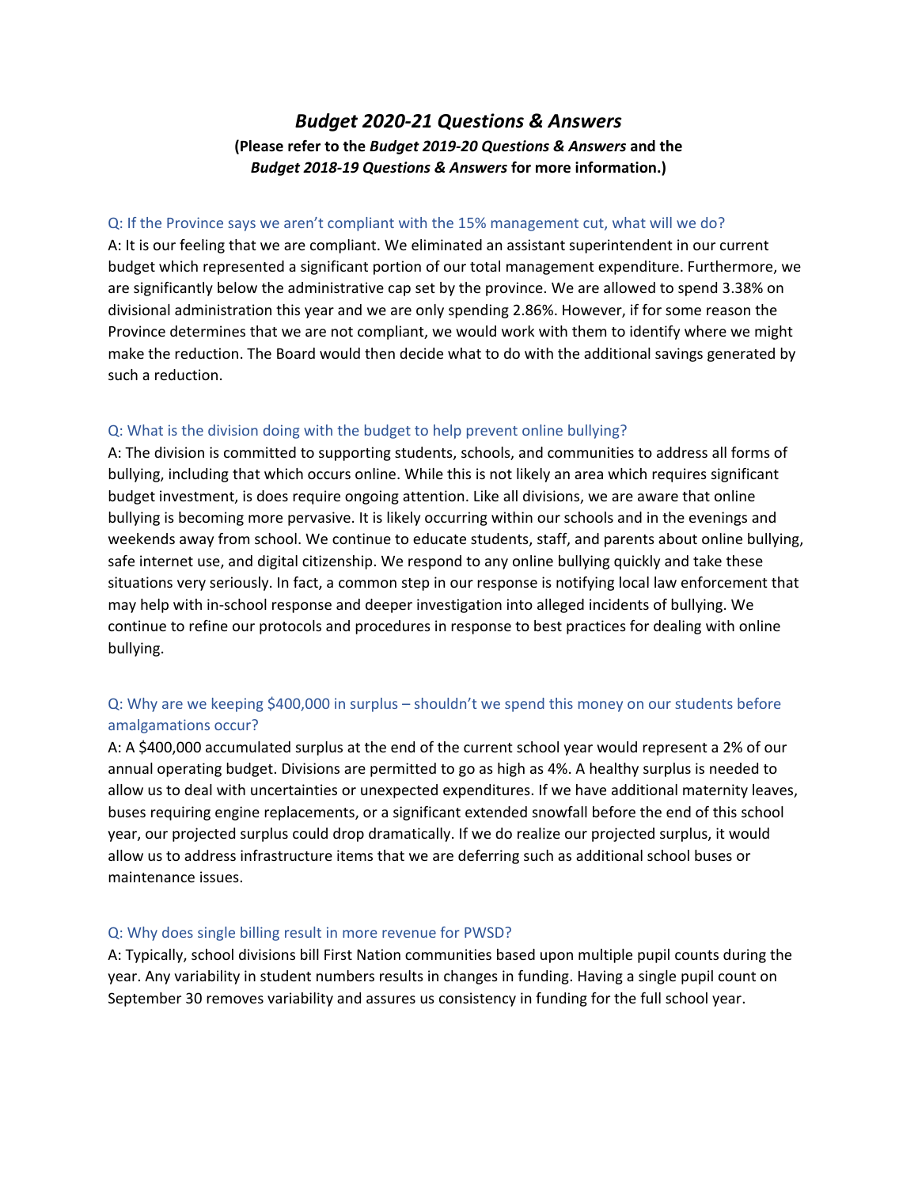# *Budget 2020-21 Questions & Answers*

**(Please refer to the *Budget 2019-20 Questions & Answers* and the *Budget 2018-19 Questions & Answers* for more information.)**

Q: If the Province says we aren't compliant with the 15% management cut, what will we do?

A: It is our feeling that we are compliant. We eliminated an assistant superintendent in our current budget which represented a significant portion of our total management expenditure. Furthermore, we are significantly below the administrative cap set by the province. We are allowed to spend 3.38% on divisional administration this year and we are only spending 2.86%. However, if for some reason the Province determines that we are not compliant, we would work with them to identify where we might make the reduction. The Board would then decide what to do with the additional savings generated by such a reduction.

Q: What is the division doing with the budget to help prevent online bullying?

A: The division is committed to supporting students, schools, and communities to address all forms of bullying, including that which occurs online. While this is not likely an area which requires significant budget investment, is does require ongoing attention. Like all divisions, we are aware that online bullying is becoming more pervasive. It is likely occurring within our schools and in the evenings and weekends away from school. We continue to educate students, staff, and parents about online bullying, safe internet use, and digital citizenship. We respond to any online bullying quickly and take these situations very seriously. In fact, a common step in our response is notifying local law enforcement that may help with in-school response and deeper investigation into alleged incidents of bullying. We continue to refine our protocols and procedures in response to best practices for dealing with online bullying.

Q: Why are we keeping $400,000 in surplus – shouldn't we spend this money on our students before amalgamations occur?

A: A $400,000 accumulated surplus at the end of the current school year would represent a 2% of our annual operating budget. Divisions are permitted to go as high as 4%. A healthy surplus is needed to allow us to deal with uncertainties or unexpected expenditures. If we have additional maternity leaves, buses requiring engine replacements, or a significant extended snowfall before the end of this school year, our projected surplus could drop dramatically. If we do realize our projected surplus, it would allow us to address infrastructure items that we are deferring such as additional school buses or maintenance issues.

Q: Why does single billing result in more revenue for PWSD?

A: Typically, school divisions bill First Nation communities based upon multiple pupil counts during the year. Any variability in student numbers results in changes in funding. Having a single pupil count on September 30 removes variability and assures us consistency in funding for the full school year.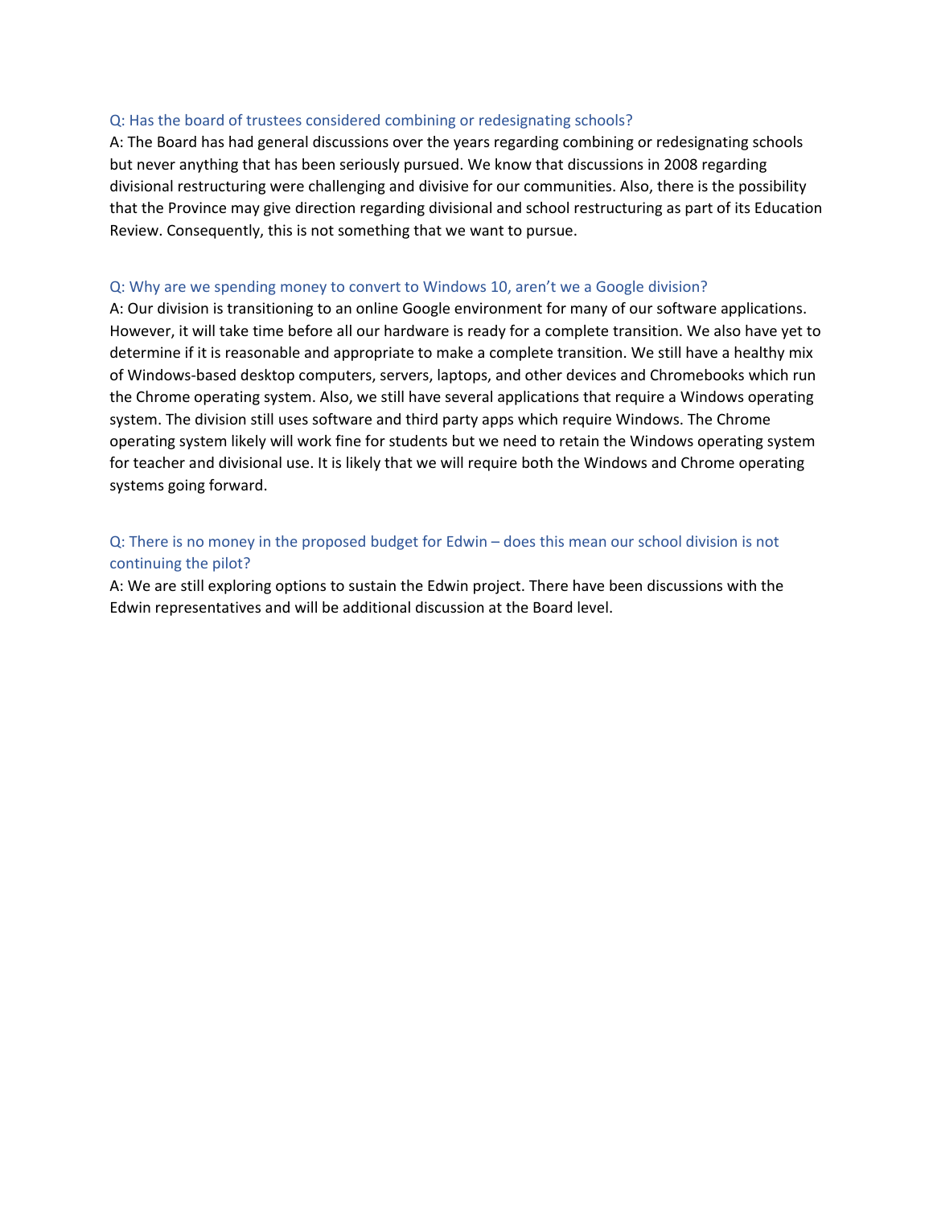Q: Has the board of trustees considered combining or redesignating schools?

A: The Board has had general discussions over the years regarding combining or redesignating schools but never anything that has been seriously pursued. We know that discussions in 2008 regarding divisional restructuring were challenging and divisive for our communities. Also, there is the possibility that the Province may give direction regarding divisional and school restructuring as part of its Education Review. Consequently, this is not something that we want to pursue.

Q: Why are we spending money to convert to Windows 10, aren't we a Google division?

A: Our division is transitioning to an online Google environment for many of our software applications. However, it will take time before all our hardware is ready for a complete transition. We also have yet to determine if it is reasonable and appropriate to make a complete transition. We still have a healthy mix of Windows-based desktop computers, servers, laptops, and other devices and Chromebooks which run the Chrome operating system. Also, we still have several applications that require a Windows operating system. The division still uses software and third party apps which require Windows. The Chrome operating system likely will work fine for students but we need to retain the Windows operating system for teacher and divisional use. It is likely that we will require both the Windows and Chrome operating systems going forward.

Q: There is no money in the proposed budget for Edwin – does this mean our school division is not continuing the pilot?

A: We are still exploring options to sustain the Edwin project. There have been discussions with the Edwin representatives and will be additional discussion at the Board level.